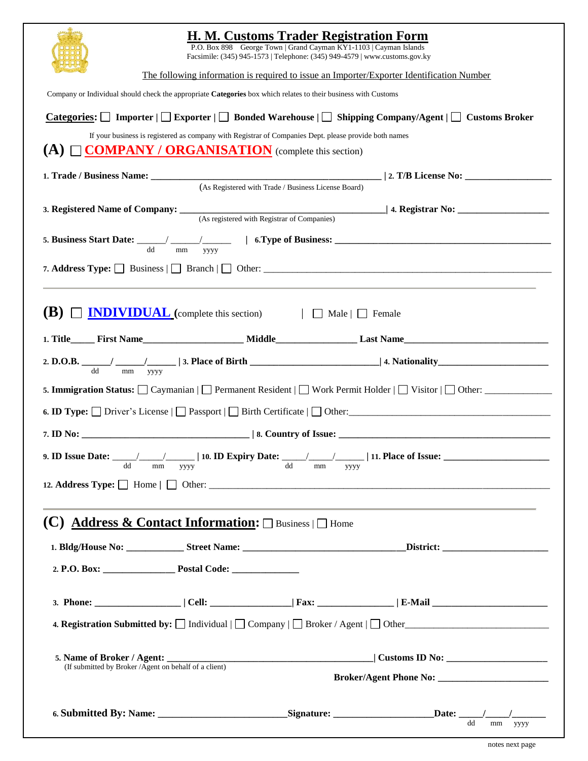# H. M. Customs Trader Registration Form

P.O. Box 898 George Town | Grand Cayman KY1-1103 | Cayman Islands
Facsimile: (345) 945-1573 | Telephone: (345) 949-4579 | www.customs.gov.ky

The following information is required to issue an Importer/Exporter Identification Number

Company or Individual should check the appropriate **Categories** box which relates to their business with Customs

**Categories:** ☐ **Importer** | ☐ **Exporter** | ☐ **Bonded Warehouse** | ☐ **Shipping Company/Agent** | ☐ **Customs Broker**

If your business is registered as company with Registrar of Companies Dept. please provide both names

## (A) ☐ COMPANY / ORGANISATION (complete this section)

1. **Trade / Business Name:** ____________________________________________ | 2. **T/B License No:** ________________
(As Registered with Trade / Business License Board)

3. **Registered Name of Company:** ______________________________________ | 4. **Registrar No:** ________________
(As registered with Registrar of Companies)

5. **Business Start Date:** _____/_____/_____ (dd mm yyyy) | 6. **Type of Business:** ________________________________________

7. **Address Type:** ☐ Business | ☐ Branch | ☐ Other: ________________________________________________________

## (B) ☐ INDIVIDUAL (complete this section) | ☐ Male | ☐ Female

1. **Title**_____ **First Name**____________________ **Middle**________________ **Last Name**______________________________

2. **D.O.B.** _____/_____/_____ (dd mm yyyy) | 3. **Place of Birth** _________________________ | 4. **Nationality**______________________

5. **Immigration Status:** ☐ Caymanian | ☐ Permanent Resident | ☐ Work Permit Holder | ☐ Visitor | ☐ Other: _____________

6. **ID Type:** ☐ Driver's License | ☐ Passport | ☐ Birth Certificate | ☐ Other:________________________________________

7. **ID No:** __________________________________ | 8. **Country of Issue:** __________________________________________

9. **ID Issue Date:** _____/_____/_____ (dd mm yyyy) | 10. **ID Expiry Date:** _____/_____/_____ (dd mm yyyy) | 11. **Place of Issue:** _____________________

12. **Address Type:** ☐ Home | ☐ Other: ______________________________________________________________________

## (C) Address & Contact Information: ☐ Business | ☐ Home

1. **Bldg/House No:** ___________ **Street Name:** ________________________________**District:** _____________________

2. **P.O. Box:** ______________ **Postal Code:** _____________

3. **Phone:** _________________ | **Cell:** ________________| **Fax:** _______________ | **E-Mail** _______________________

4. **Registration Submitted by:** ☐ Individual | ☐ Company | ☐ Broker / Agent | ☐ Other______________________________

5. **Name of Broker / Agent:** __________________________________________| **Customs ID No:** ____________________
(If submitted by Broker /Agent on behalf of a client)

**Broker/Agent Phone No:** ______________________

6. **Submitted By: Name:** _________________________**Signature:** ____________________**Date:** _____/_____/_______ (dd mm yyyy)

notes next page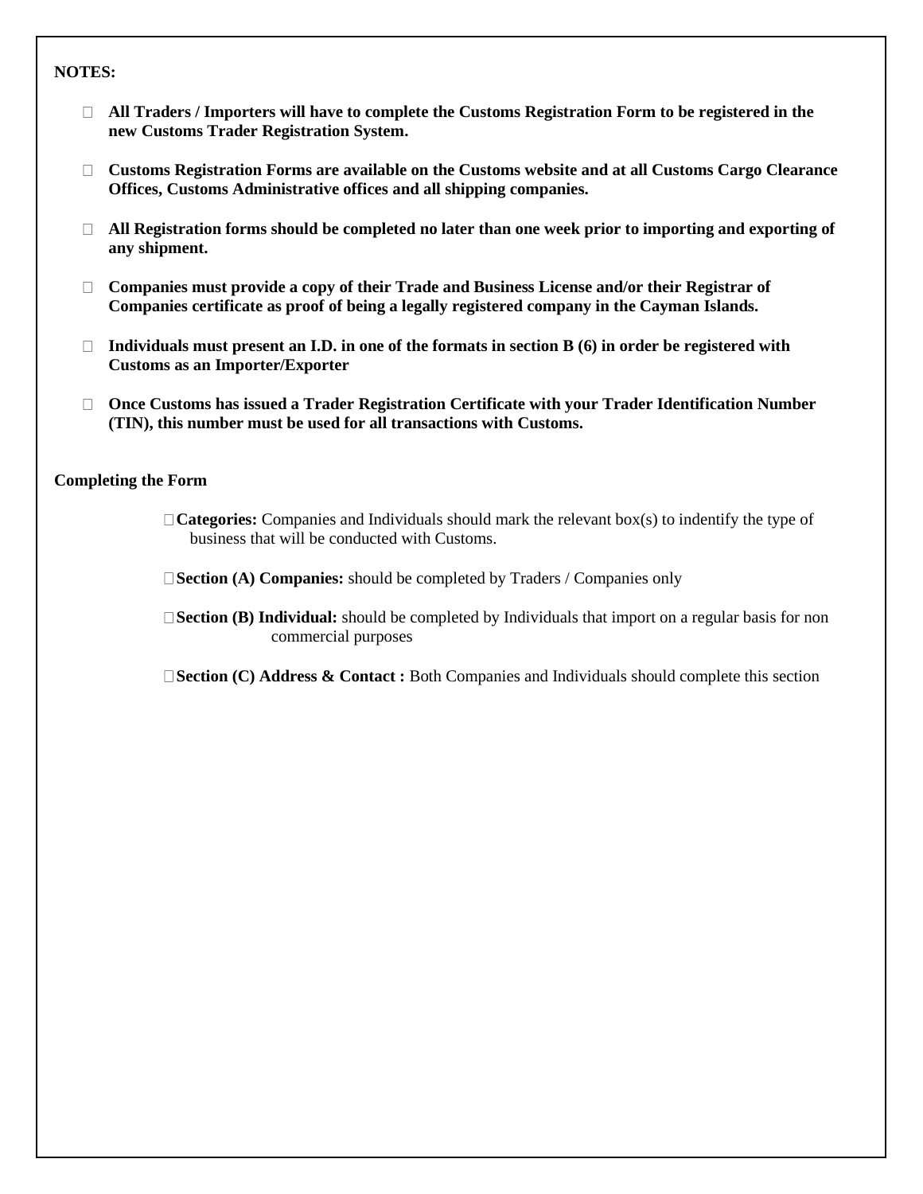**NOTES:**

- **All Traders / Importers will have to complete the Customs Registration Form to be registered in the new Customs Trader Registration System.**
- **Customs Registration Forms are available on the Customs website and at all Customs Cargo Clearance Offices, Customs Administrative offices and all shipping companies.**
- **All Registration forms should be completed no later than one week prior to importing and exporting of any shipment.**
- **Companies must provide a copy of their Trade and Business License and/or their Registrar of Companies certificate as proof of being a legally registered company in the Cayman Islands.**
- **Individuals must present an I.D. in one of the formats in section B (6) in order be registered with Customs as an Importer/Exporter**
- **Once Customs has issued a Trader Registration Certificate with your Trader Identification Number (TIN), this number must be used for all transactions with Customs.**

**Completing the Form**

- **Categories:** Companies and Individuals should mark the relevant box(s) to indentify the type of business that will be conducted with Customs.
- **Section (A) Companies:** should be completed by Traders / Companies only
- **Section (B) Individual:** should be completed by Individuals that import on a regular basis for non commercial purposes
- **Section (C) Address & Contact :** Both Companies and Individuals should complete this section